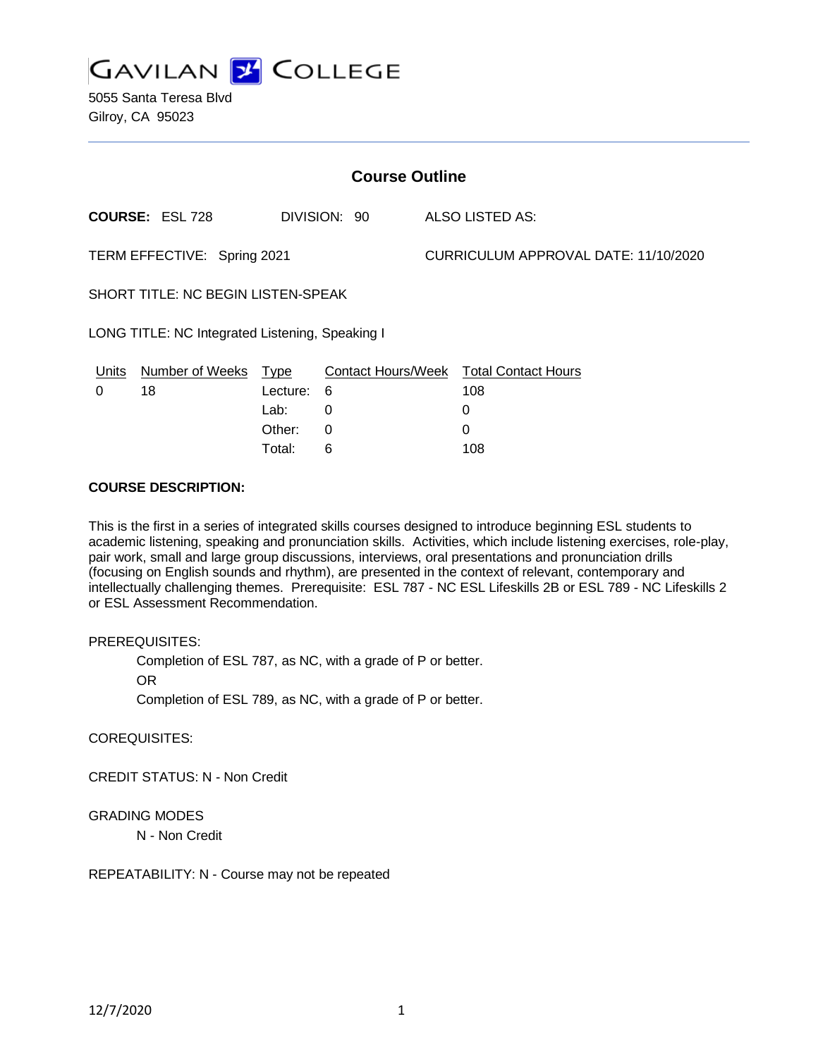# GAVILAN COLLEGE

5055 Santa Teresa Blvd
Gilroy, CA 95023

## Course Outline

**COURSE:** ESL 728 DIVISION: 90 ALSO LISTED AS:

TERM EFFECTIVE: Spring 2021 CURRICULUM APPROVAL DATE: 11/10/2020

SHORT TITLE: NC BEGIN LISTEN-SPEAK

LONG TITLE: NC Integrated Listening, Speaking I

| Units | Number of Weeks | Type | Contact Hours/Week | Total Contact Hours |
|---|---|---|---|---|
| 0 | 18 | Lecture: | 6 | 108 |
| | | Lab: | 0 | 0 |
| | | Other: | 0 | 0 |
| | | Total: | 6 | 108 |

**COURSE DESCRIPTION:**

This is the first in a series of integrated skills courses designed to introduce beginning ESL students to academic listening, speaking and pronunciation skills. Activities, which include listening exercises, role-play, pair work, small and large group discussions, interviews, oral presentations and pronunciation drills (focusing on English sounds and rhythm), are presented in the context of relevant, contemporary and intellectually challenging themes. Prerequisite: ESL 787 - NC ESL Lifeskills 2B or ESL 789 - NC Lifeskills 2 or ESL Assessment Recommendation.

PREREQUISITES:

Completion of ESL 787, as NC, with a grade of P or better.

OR

Completion of ESL 789, as NC, with a grade of P or better.

COREQUISITES:

CREDIT STATUS: N - Non Credit

GRADING MODES

N - Non Credit

REPEATABILITY: N - Course may not be repeated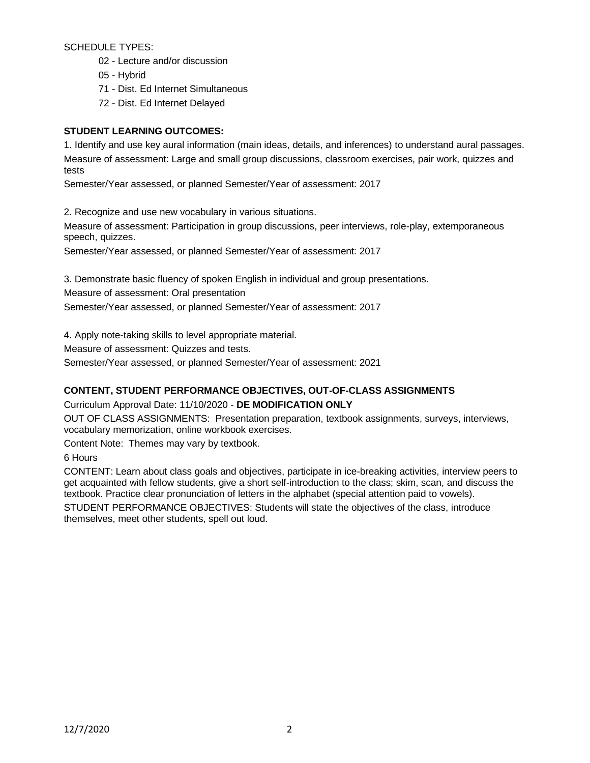SCHEDULE TYPES:

- 02 - Lecture and/or discussion
- 05 - Hybrid
- 71 - Dist. Ed Internet Simultaneous
- 72 - Dist. Ed Internet Delayed

**STUDENT LEARNING OUTCOMES:**

1. Identify and use key aural information (main ideas, details, and inferences) to understand aural passages.
Measure of assessment: Large and small group discussions, classroom exercises, pair work, quizzes and tests
Semester/Year assessed, or planned Semester/Year of assessment: 2017

2. Recognize and use new vocabulary in various situations.
Measure of assessment: Participation in group discussions, peer interviews, role-play, extemporaneous speech, quizzes.
Semester/Year assessed, or planned Semester/Year of assessment: 2017

3. Demonstrate basic fluency of spoken English in individual and group presentations.
Measure of assessment: Oral presentation
Semester/Year assessed, or planned Semester/Year of assessment: 2017

4. Apply note-taking skills to level appropriate material.
Measure of assessment: Quizzes and tests.
Semester/Year assessed, or planned Semester/Year of assessment: 2021

**CONTENT, STUDENT PERFORMANCE OBJECTIVES, OUT-OF-CLASS ASSIGNMENTS**

Curriculum Approval Date: 11/10/2020 - **DE MODIFICATION ONLY**

OUT OF CLASS ASSIGNMENTS: Presentation preparation, textbook assignments, surveys, interviews, vocabulary memorization, online workbook exercises.

Content Note: Themes may vary by textbook.

6 Hours

CONTENT: Learn about class goals and objectives, participate in ice-breaking activities, interview peers to get acquainted with fellow students, give a short self-introduction to the class; skim, scan, and discuss the textbook. Practice clear pronunciation of letters in the alphabet (special attention paid to vowels).

STUDENT PERFORMANCE OBJECTIVES: Students will state the objectives of the class, introduce themselves, meet other students, spell out loud.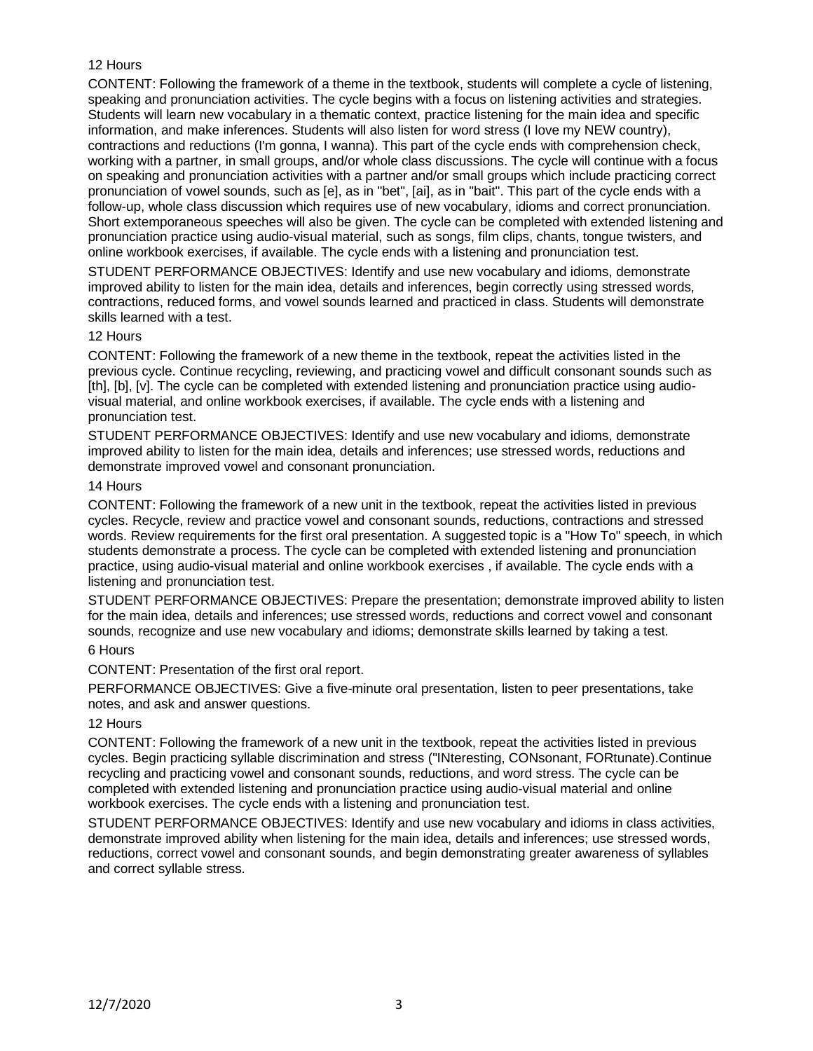12 Hours

CONTENT: Following the framework of a theme in the textbook, students will complete a cycle of listening, speaking and pronunciation activities. The cycle begins with a focus on listening activities and strategies. Students will learn new vocabulary in a thematic context, practice listening for the main idea and specific information, and make inferences. Students will also listen for word stress (I love my NEW country), contractions and reductions (I'm gonna, I wanna). This part of the cycle ends with comprehension check, working with a partner, in small groups, and/or whole class discussions. The cycle will continue with a focus on speaking and pronunciation activities with a partner and/or small groups which include practicing correct pronunciation of vowel sounds, such as [e], as in "bet", [ai], as in "bait". This part of the cycle ends with a follow-up, whole class discussion which requires use of new vocabulary, idioms and correct pronunciation. Short extemporaneous speeches will also be given. The cycle can be completed with extended listening and pronunciation practice using audio-visual material, such as songs, film clips, chants, tongue twisters, and online workbook exercises, if available. The cycle ends with a listening and pronunciation test.

STUDENT PERFORMANCE OBJECTIVES: Identify and use new vocabulary and idioms, demonstrate improved ability to listen for the main idea, details and inferences, begin correctly using stressed words, contractions, reduced forms, and vowel sounds learned and practiced in class. Students will demonstrate skills learned with a test.

12 Hours

CONTENT: Following the framework of a new theme in the textbook, repeat the activities listed in the previous cycle. Continue recycling, reviewing, and practicing vowel and difficult consonant sounds such as [th], [b], [v]. The cycle can be completed with extended listening and pronunciation practice using audio-visual material, and online workbook exercises, if available. The cycle ends with a listening and pronunciation test.

STUDENT PERFORMANCE OBJECTIVES: Identify and use new vocabulary and idioms, demonstrate improved ability to listen for the main idea, details and inferences; use stressed words, reductions and demonstrate improved vowel and consonant pronunciation.

14 Hours

CONTENT: Following the framework of a new unit in the textbook, repeat the activities listed in previous cycles. Recycle, review and practice vowel and consonant sounds, reductions, contractions and stressed words. Review requirements for the first oral presentation. A suggested topic is a "How To" speech, in which students demonstrate a process. The cycle can be completed with extended listening and pronunciation practice, using audio-visual material and online workbook exercises , if available. The cycle ends with a listening and pronunciation test.

STUDENT PERFORMANCE OBJECTIVES: Prepare the presentation; demonstrate improved ability to listen for the main idea, details and inferences; use stressed words, reductions and correct vowel and consonant sounds, recognize and use new vocabulary and idioms; demonstrate skills learned by taking a test.

6 Hours

CONTENT: Presentation of the first oral report.

PERFORMANCE OBJECTIVES: Give a five-minute oral presentation, listen to peer presentations, take notes, and ask and answer questions.

12 Hours

CONTENT: Following the framework of a new unit in the textbook, repeat the activities listed in previous cycles. Begin practicing syllable discrimination and stress ("INteresting, CONsonant, FORtunate).Continue recycling and practicing vowel and consonant sounds, reductions, and word stress. The cycle can be completed with extended listening and pronunciation practice using audio-visual material and online workbook exercises. The cycle ends with a listening and pronunciation test.

STUDENT PERFORMANCE OBJECTIVES: Identify and use new vocabulary and idioms in class activities, demonstrate improved ability when listening for the main idea, details and inferences; use stressed words, reductions, correct vowel and consonant sounds, and begin demonstrating greater awareness of syllables and correct syllable stress.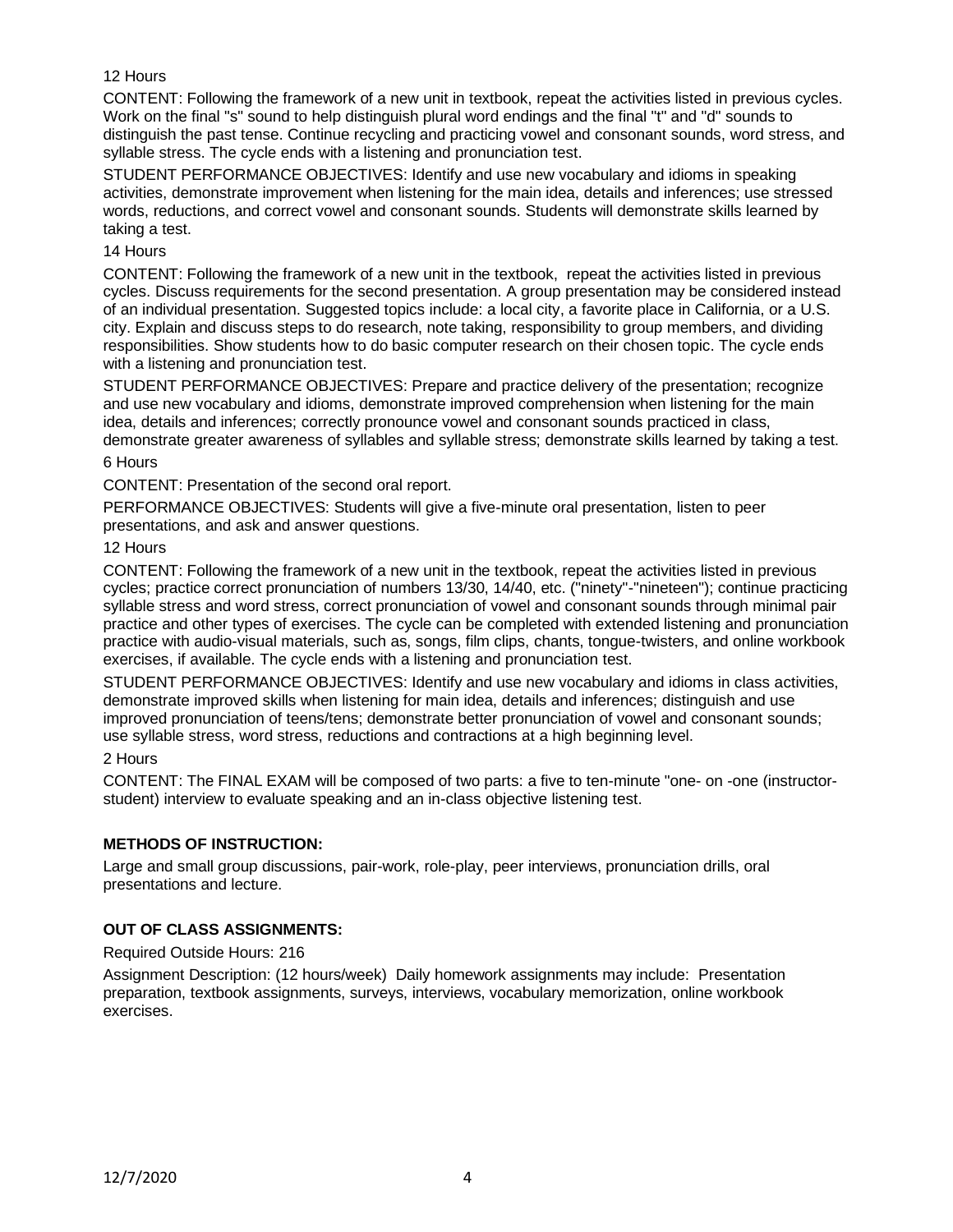12 Hours

CONTENT: Following the framework of a new unit in textbook, repeat the activities listed in previous cycles. Work on the final "s" sound to help distinguish plural word endings and the final "t" and "d" sounds to distinguish the past tense. Continue recycling and practicing vowel and consonant sounds, word stress, and syllable stress. The cycle ends with a listening and pronunciation test.

STUDENT PERFORMANCE OBJECTIVES: Identify and use new vocabulary and idioms in speaking activities, demonstrate improvement when listening for the main idea, details and inferences; use stressed words, reductions, and correct vowel and consonant sounds. Students will demonstrate skills learned by taking a test.

14 Hours

CONTENT: Following the framework of a new unit in the textbook, repeat the activities listed in previous cycles. Discuss requirements for the second presentation. A group presentation may be considered instead of an individual presentation. Suggested topics include: a local city, a favorite place in California, or a U.S. city. Explain and discuss steps to do research, note taking, responsibility to group members, and dividing responsibilities. Show students how to do basic computer research on their chosen topic. The cycle ends with a listening and pronunciation test.

STUDENT PERFORMANCE OBJECTIVES: Prepare and practice delivery of the presentation; recognize and use new vocabulary and idioms, demonstrate improved comprehension when listening for the main idea, details and inferences; correctly pronounce vowel and consonant sounds practiced in class, demonstrate greater awareness of syllables and syllable stress; demonstrate skills learned by taking a test.

6 Hours

CONTENT: Presentation of the second oral report.

PERFORMANCE OBJECTIVES: Students will give a five-minute oral presentation, listen to peer presentations, and ask and answer questions.

12 Hours

CONTENT: Following the framework of a new unit in the textbook, repeat the activities listed in previous cycles; practice correct pronunciation of numbers 13/30, 14/40, etc. ("ninety"-"nineteen"); continue practicing syllable stress and word stress, correct pronunciation of vowel and consonant sounds through minimal pair practice and other types of exercises. The cycle can be completed with extended listening and pronunciation practice with audio-visual materials, such as, songs, film clips, chants, tongue-twisters, and online workbook exercises, if available. The cycle ends with a listening and pronunciation test.

STUDENT PERFORMANCE OBJECTIVES: Identify and use new vocabulary and idioms in class activities, demonstrate improved skills when listening for main idea, details and inferences; distinguish and use improved pronunciation of teens/tens; demonstrate better pronunciation of vowel and consonant sounds; use syllable stress, word stress, reductions and contractions at a high beginning level.

2 Hours

CONTENT: The FINAL EXAM will be composed of two parts: a five to ten-minute "one- on -one (instructor-student) interview to evaluate speaking and an in-class objective listening test.

## METHODS OF INSTRUCTION:

Large and small group discussions, pair-work, role-play, peer interviews, pronunciation drills, oral presentations and lecture.

## OUT OF CLASS ASSIGNMENTS:

Required Outside Hours: 216

Assignment Description: (12 hours/week) Daily homework assignments may include: Presentation preparation, textbook assignments, surveys, interviews, vocabulary memorization, online workbook exercises.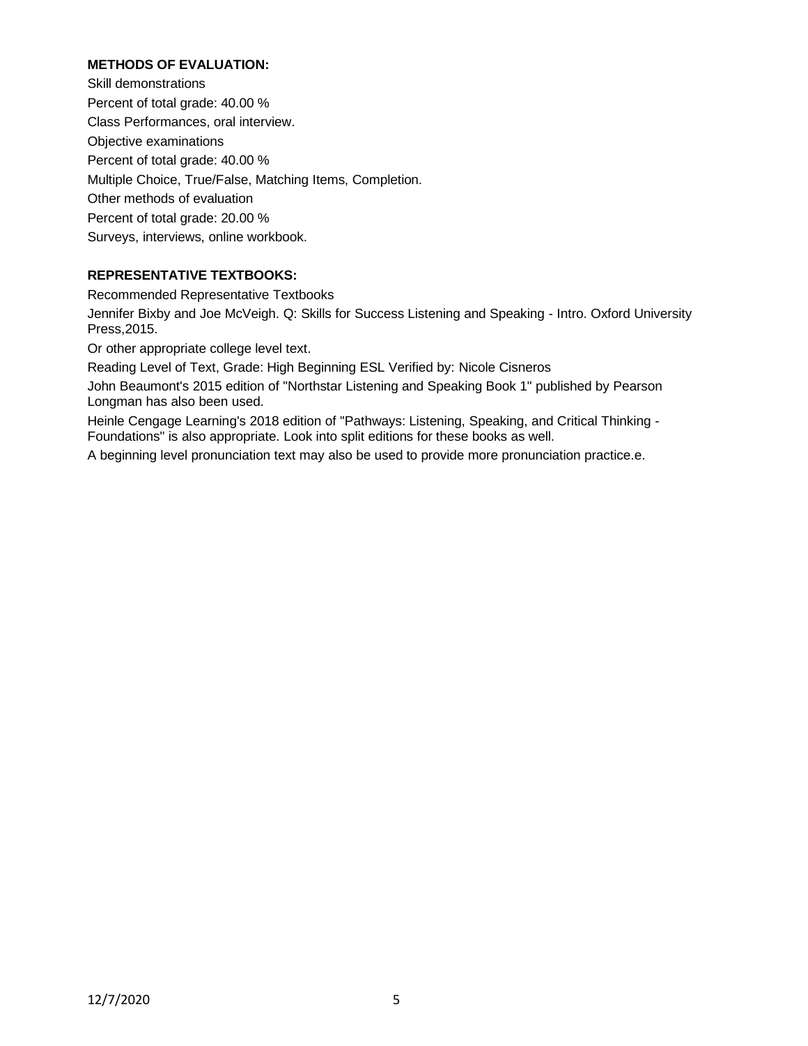**METHODS OF EVALUATION:**

Skill demonstrations

Percent of total grade: 40.00 %

Class Performances, oral interview.

Objective examinations

Percent of total grade: 40.00 %

Multiple Choice, True/False, Matching Items, Completion.

Other methods of evaluation

Percent of total grade: 20.00 %

Surveys, interviews, online workbook.

**REPRESENTATIVE TEXTBOOKS:**

Recommended Representative Textbooks

Jennifer Bixby and Joe McVeigh. Q: Skills for Success Listening and Speaking - Intro. Oxford University Press,2015.

Or other appropriate college level text.

Reading Level of Text, Grade: High Beginning ESL Verified by: Nicole Cisneros

John Beaumont's 2015 edition of "Northstar Listening and Speaking Book 1" published by Pearson Longman has also been used.

Heinle Cengage Learning's 2018 edition of "Pathways: Listening, Speaking, and Critical Thinking - Foundations" is also appropriate. Look into split editions for these books as well.

A beginning level pronunciation text may also be used to provide more pronunciation practice.e.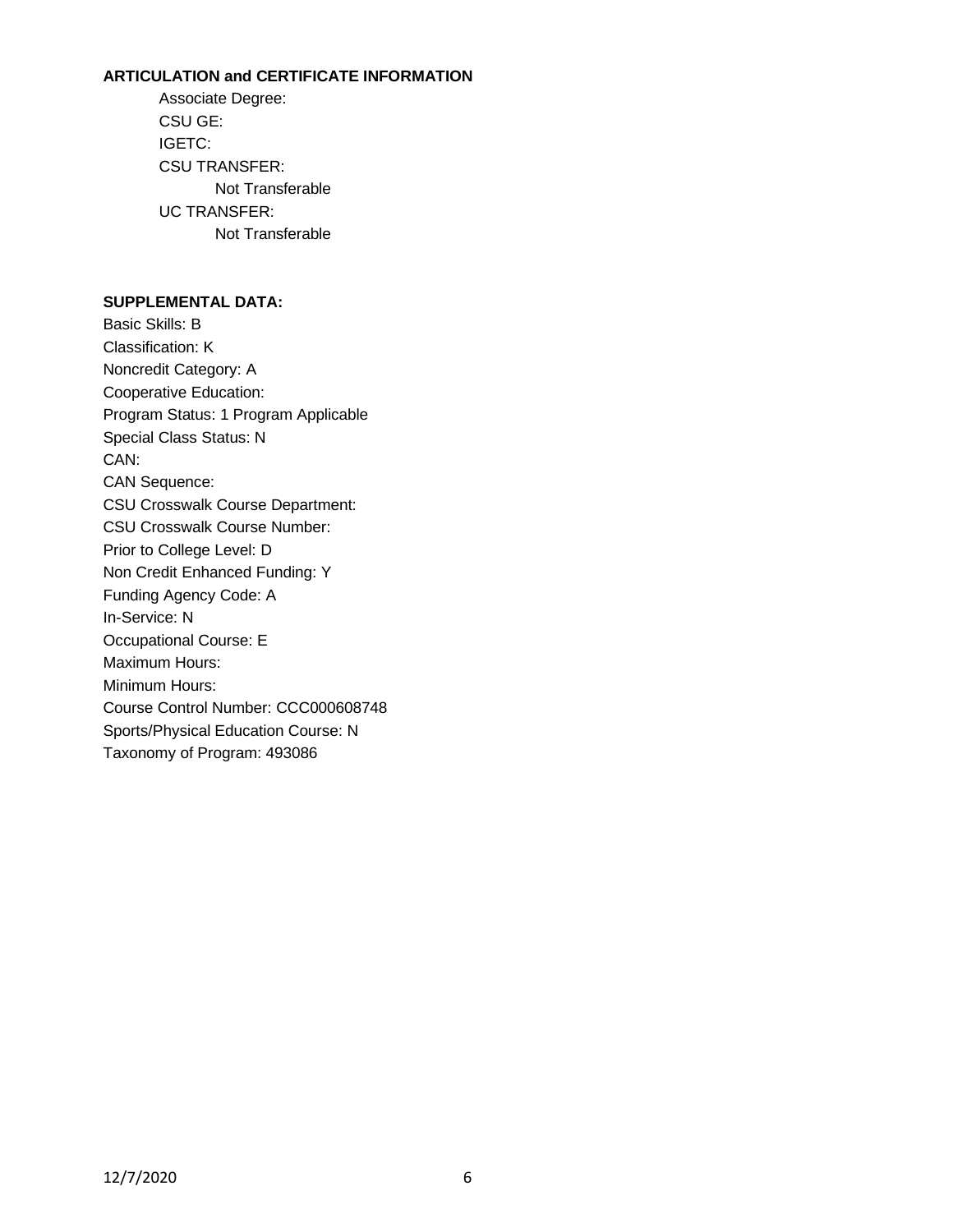**ARTICULATION and CERTIFICATE INFORMATION**

Associate Degree:

CSU GE:

IGETC:

CSU TRANSFER:

Not Transferable

UC TRANSFER:

Not Transferable

**SUPPLEMENTAL DATA:**

Basic Skills: B

Classification: K

Noncredit Category: A

Cooperative Education:

Program Status: 1 Program Applicable

Special Class Status: N

CAN:

CAN Sequence:

CSU Crosswalk Course Department:

CSU Crosswalk Course Number:

Prior to College Level: D

Non Credit Enhanced Funding: Y

Funding Agency Code: A

In-Service: N

Occupational Course: E

Maximum Hours:

Minimum Hours:

Course Control Number: CCC000608748

Sports/Physical Education Course: N

Taxonomy of Program: 493086